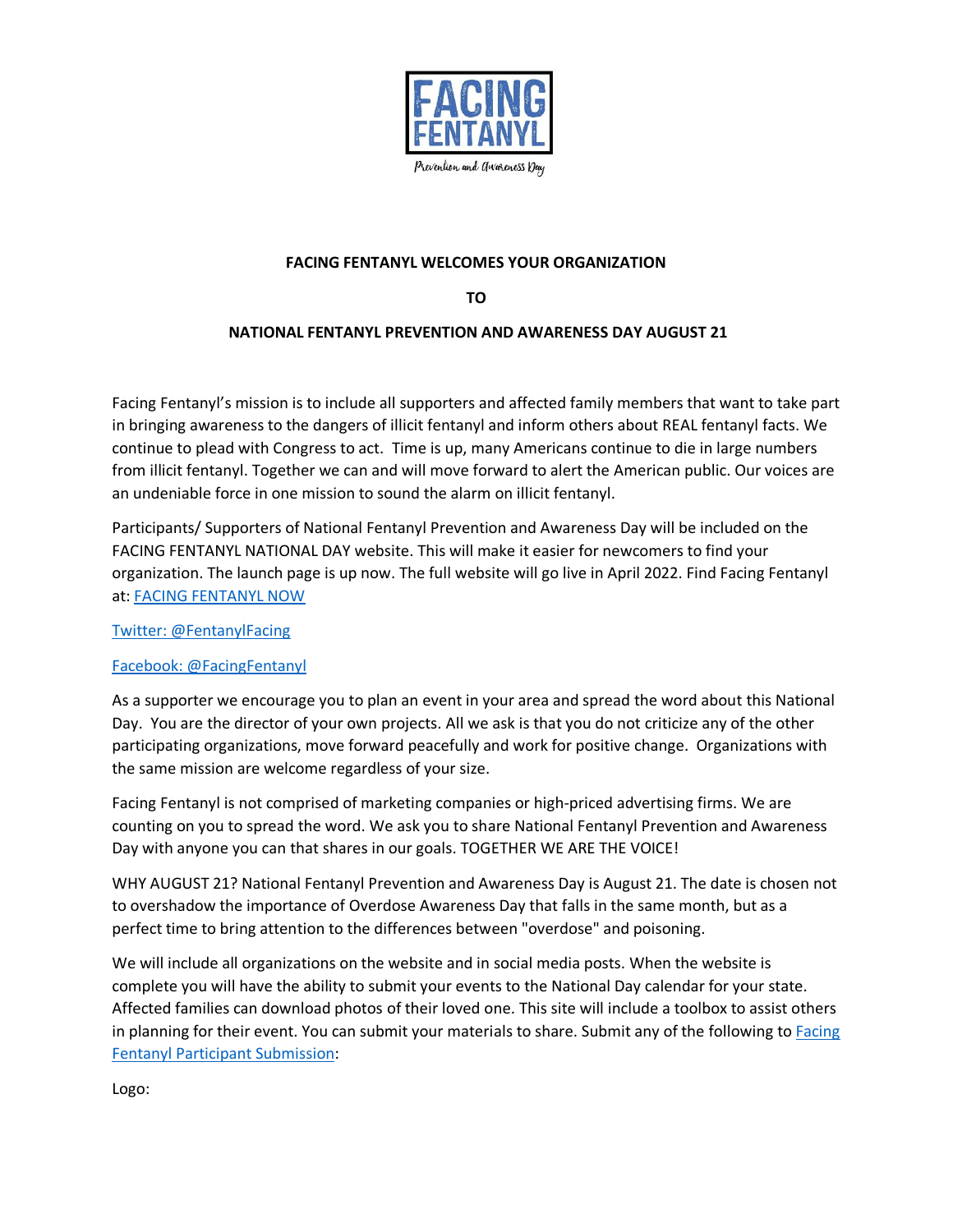FACING FENTANYL

Prevention and Awareness Day

**FACING FENTANYL WELCOMES YOUR ORGANIZATION**

**TO**

**NATIONAL FENTANYL PREVENTION AND AWARENESS DAY AUGUST 21**

Facing Fentanyl's mission is to include all supporters and affected family members that want to take part in bringing awareness to the dangers of illicit fentanyl and inform others about REAL fentanyl facts. We continue to plead with Congress to act. Time is up, many Americans continue to die in large numbers from illicit fentanyl. Together we can and will move forward to alert the American public. Our voices are an undeniable force in one mission to sound the alarm on illicit fentanyl.

Participants/ Supporters of National Fentanyl Prevention and Awareness Day will be included on the FACING FENTANYL NATIONAL DAY website. This will make it easier for newcomers to find your organization. The launch page is up now. The full website will go live in April 2022. Find Facing Fentanyl at: FACING FENTANYL NOW

Twitter: @FentanylFacing

Facebook: @FacingFentanyl

As a supporter we encourage you to plan an event in your area and spread the word about this National Day. You are the director of your own projects. All we ask is that you do not criticize any of the other participating organizations, move forward peacefully and work for positive change. Organizations with the same mission are welcome regardless of your size.

Facing Fentanyl is not comprised of marketing companies or high-priced advertising firms. We are counting on you to spread the word. We ask you to share National Fentanyl Prevention and Awareness Day with anyone you can that shares in our goals. TOGETHER WE ARE THE VOICE!

WHY AUGUST 21? National Fentanyl Prevention and Awareness Day is August 21. The date is chosen not to overshadow the importance of Overdose Awareness Day that falls in the same month, but as a perfect time to bring attention to the differences between "overdose" and poisoning.

We will include all organizations on the website and in social media posts. When the website is complete you will have the ability to submit your events to the National Day calendar for your state. Affected families can download photos of their loved one. This site will include a toolbox to assist others in planning for their event. You can submit your materials to share. Submit any of the following to Facing Fentanyl Participant Submission:

Logo: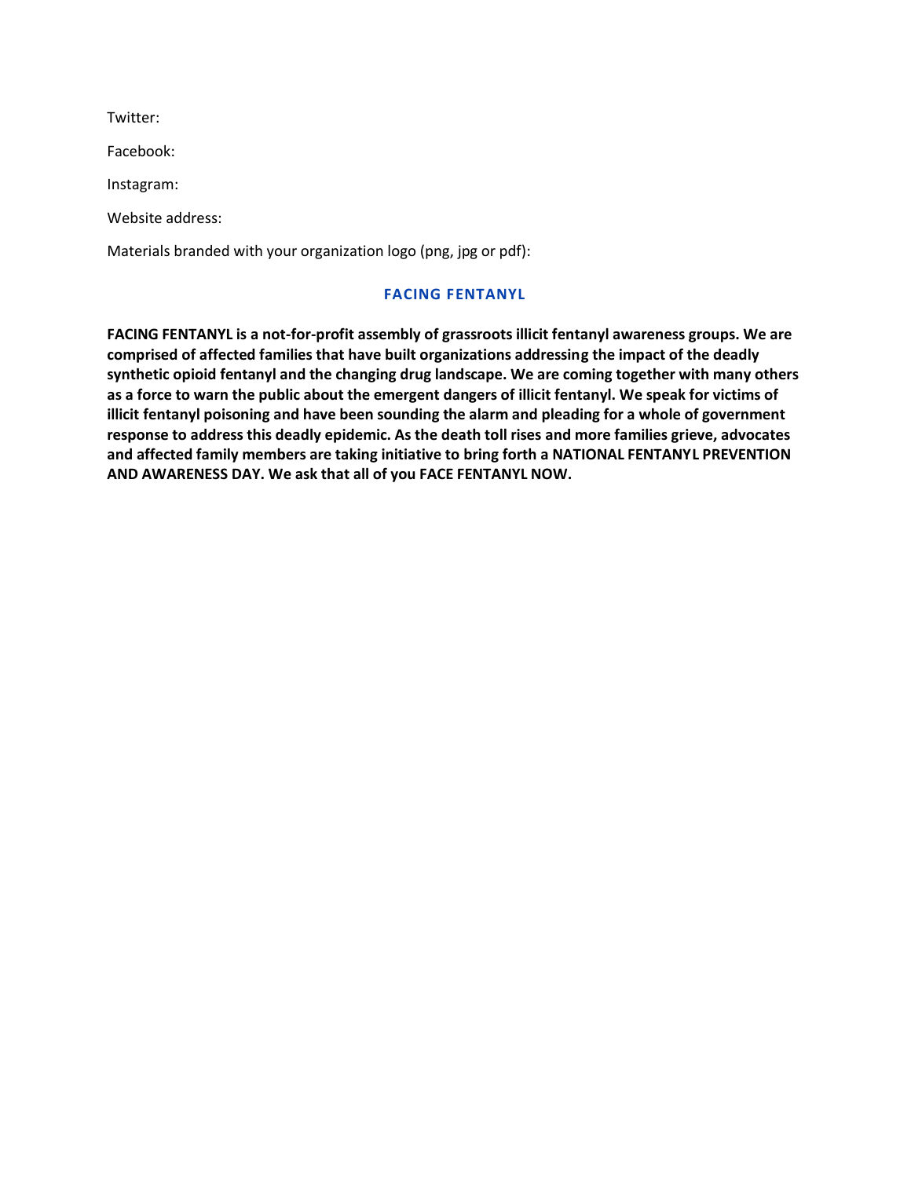Twitter:

Facebook:

Instagram:

Website address:

Materials branded with your organization logo (png, jpg or pdf):

## FACING FENTANYL

**FACING FENTANYL is a not-for-profit assembly of grassroots illicit fentanyl awareness groups. We are comprised of affected families that have built organizations addressing the impact of the deadly synthetic opioid fentanyl and the changing drug landscape. We are coming together with many others as a force to warn the public about the emergent dangers of illicit fentanyl. We speak for victims of illicit fentanyl poisoning and have been sounding the alarm and pleading for a whole of government response to address this deadly epidemic. As the death toll rises and more families grieve, advocates and affected family members are taking initiative to bring forth a NATIONAL FENTANYL PREVENTION AND AWARENESS DAY. We ask that all of you FACE FENTANYL NOW.**